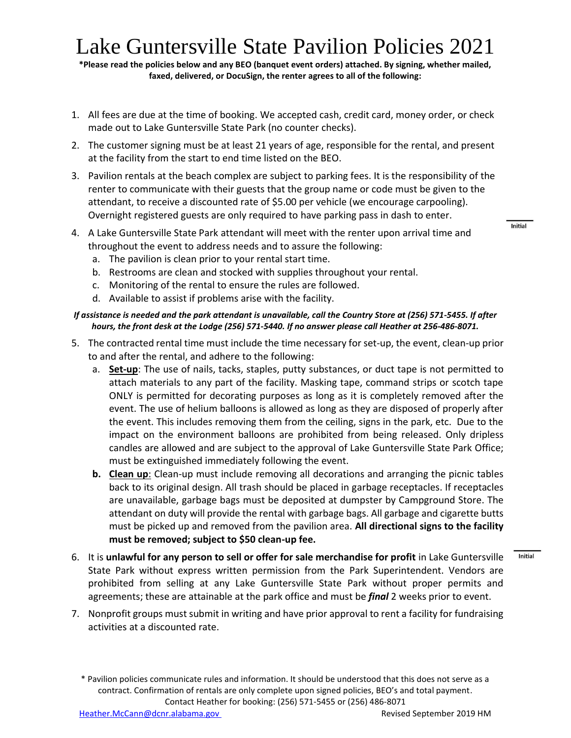# Lake Guntersville State Pavilion Policies 2021

**\*Please read the policies below and any BEO (banquet event orders) attached. By signing, whether mailed, faxed, delivered, or DocuSign, the renter agrees to all of the following:**

1. All fees are due at the time of booking. We accepted cash, credit card, money order, or check made out to Lake Guntersville State Park (no counter checks).
2. The customer signing must be at least 21 years of age, responsible for the rental, and present at the facility from the start to end time listed on the BEO.
3. Pavilion rentals at the beach complex are subject to parking fees. It is the responsibility of the renter to communicate with their guests that the group name or code must be given to the attendant, to receive a discounted rate of $5.00 per vehicle (we encourage carpooling). Overnight registered guests are only required to have parking pass in dash to enter.

   _____ Initial

4. A Lake Guntersville State Park attendant will meet with the renter upon arrival time and throughout the event to address needs and to assure the following:
   a. The pavilion is clean prior to your rental start time.
   b. Restrooms are clean and stocked with supplies throughout your rental.
   c. Monitoring of the rental to ensure the rules are followed.
   d. Available to assist if problems arise with the facility.

***If assistance is needed and the park attendant is unavailable, call the Country Store at (256) 571-5455. If after hours, the front desk at the Lodge (256) 571-5440. If no answer please call Heather at 256-486-8071.***

5. The contracted rental time must include the time necessary for set-up, the event, clean-up prior to and after the rental, and adhere to the following:
   a. **<u>Set-up</u>**: The use of nails, tacks, staples, putty substances, or duct tape is not permitted to attach materials to any part of the facility. Masking tape, command strips or scotch tape ONLY is permitted for decorating purposes as long as it is completely removed after the event. The use of helium balloons is allowed as long as they are disposed of properly after the event. This includes removing them from the ceiling, signs in the park, etc. Due to the impact on the environment balloons are prohibited from being released. Only dripless candles are allowed and are subject to the approval of Lake Guntersville State Park Office; must be extinguished immediately following the event.
   **b.** **<u>Clean up</u>**: Clean-up must include removing all decorations and arranging the picnic tables back to its original design. All trash should be placed in garbage receptacles. If receptacles are unavailable, garbage bags must be deposited at dumpster by Campground Store. The attendant on duty will provide the rental with garbage bags. All garbage and cigarette butts must be picked up and removed from the pavilion area. **All directional signs to the facility must be removed; subject to $50 clean-up fee.**

   _____ Initial

6. It is **unlawful for any person to sell or offer for sale merchandise for profit** in Lake Guntersville State Park without express written permission from the Park Superintendent. Vendors are prohibited from selling at any Lake Guntersville State Park without proper permits and agreements; these are attainable at the park office and must be ***final*** 2 weeks prior to event.
7. Nonprofit groups must submit in writing and have prior approval to rent a facility for fundraising activities at a discounted rate.

\* Pavilion policies communicate rules and information. It should be understood that this does not serve as a contract. Confirmation of rentals are only complete upon signed policies, BEO's and total payment.
Contact Heather for booking: (256) 571-5455 or (256) 486-8071
Heather.McCann@dcnr.alabama.gov Revised September 2019 HM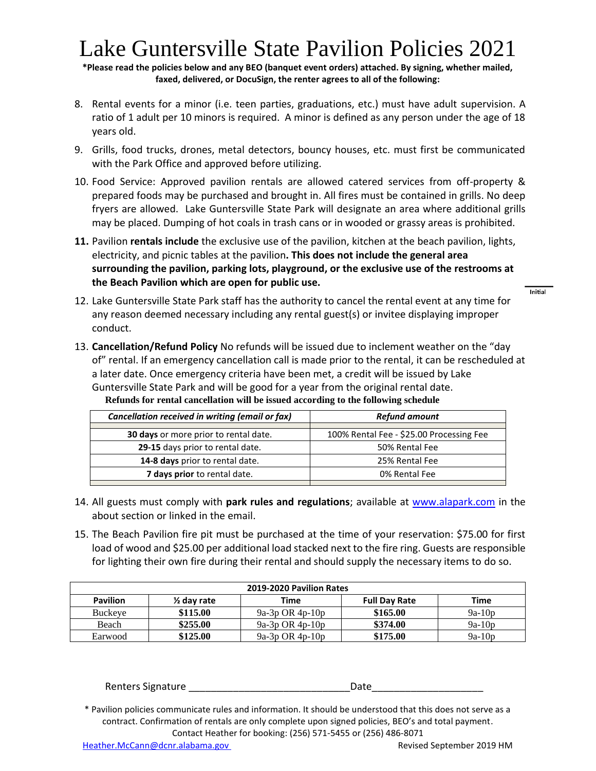# Lake Guntersville State Pavilion Policies 2021

**\*Please read the policies below and any BEO (banquet event orders) attached. By signing, whether mailed, faxed, delivered, or DocuSign, the renter agrees to all of the following:**

8. Rental events for a minor (i.e. teen parties, graduations, etc.) must have adult supervision. A ratio of 1 adult per 10 minors is required. A minor is defined as any person under the age of 18 years old.
9. Grills, food trucks, drones, metal detectors, bouncy houses, etc. must first be communicated with the Park Office and approved before utilizing.
10. Food Service: Approved pavilion rentals are allowed catered services from off-property & prepared foods may be purchased and brought in. All fires must be contained in grills. No deep fryers are allowed. Lake Guntersville State Park will designate an area where additional grills may be placed. Dumping of hot coals in trash cans or in wooded or grassy areas is prohibited.
11. Pavilion **rentals include** the exclusive use of the pavilion, kitchen at the beach pavilion, lights, electricity, and picnic tables at the pavilion**. This does not include the general area surrounding the pavilion, parking lots, playground, or the exclusive use of the restrooms at the Beach Pavilion which are open for public use.**

______ Initial

12. Lake Guntersville State Park staff has the authority to cancel the rental event at any time for any reason deemed necessary including any rental guest(s) or invitee displaying improper conduct.
13. **Cancellation/Refund Policy** No refunds will be issued due to inclement weather on the "day of" rental. If an emergency cancellation call is made prior to the rental, it can be rescheduled at a later date. Once emergency criteria have been met, a credit will be issued by Lake Guntersville State Park and will be good for a year from the original rental date.

**Refunds for rental cancellation will be issued according to the following schedule**

| *Cancellation received in writing (email or fax)* | *Refund amount* |
|---|---|
| **30 days** or more prior to rental date. | 100% Rental Fee - $25.00 Processing Fee |
| **29-15** days prior to rental date. | 50% Rental Fee |
| **14-8 days** prior to rental date. | 25% Rental Fee |
| **7 days prior** to rental date. | 0% Rental Fee |

14. All guests must comply with **park rules and regulations**; available at www.alapark.com in the about section or linked in the email.
15. The Beach Pavilion fire pit must be purchased at the time of your reservation: $75.00 for first load of wood and $25.00 per additional load stacked next to the fire ring. Guests are responsible for lighting their own fire during their rental and should supply the necessary items to do so.

| **2019-2020 Pavilion Rates** | | | | |
|---|---|---|---|---|
| **Pavilion** | **½ day rate** | **Time** | **Full Day Rate** | **Time** |
| Buckeye | **$115.00** | 9a-3p OR 4p-10p | **$165.00** | 9a-10p |
| Beach | **$255.00** | 9a-3p OR 4p-10p | **$374.00** | 9a-10p |
| Earwood | **$125.00** | 9a-3p OR 4p-10p | **$175.00** | 9a-10p |

Renters Signature ____________________________ Date ____________________

\* Pavilion policies communicate rules and information. It should be understood that this does not serve as a contract. Confirmation of rentals are only complete upon signed policies, BEO's and total payment.
Contact Heather for booking: (256) 571-5455 or (256) 486-8071

Heather.McCann@dcnr.alabama.gov

Revised September 2019 HM